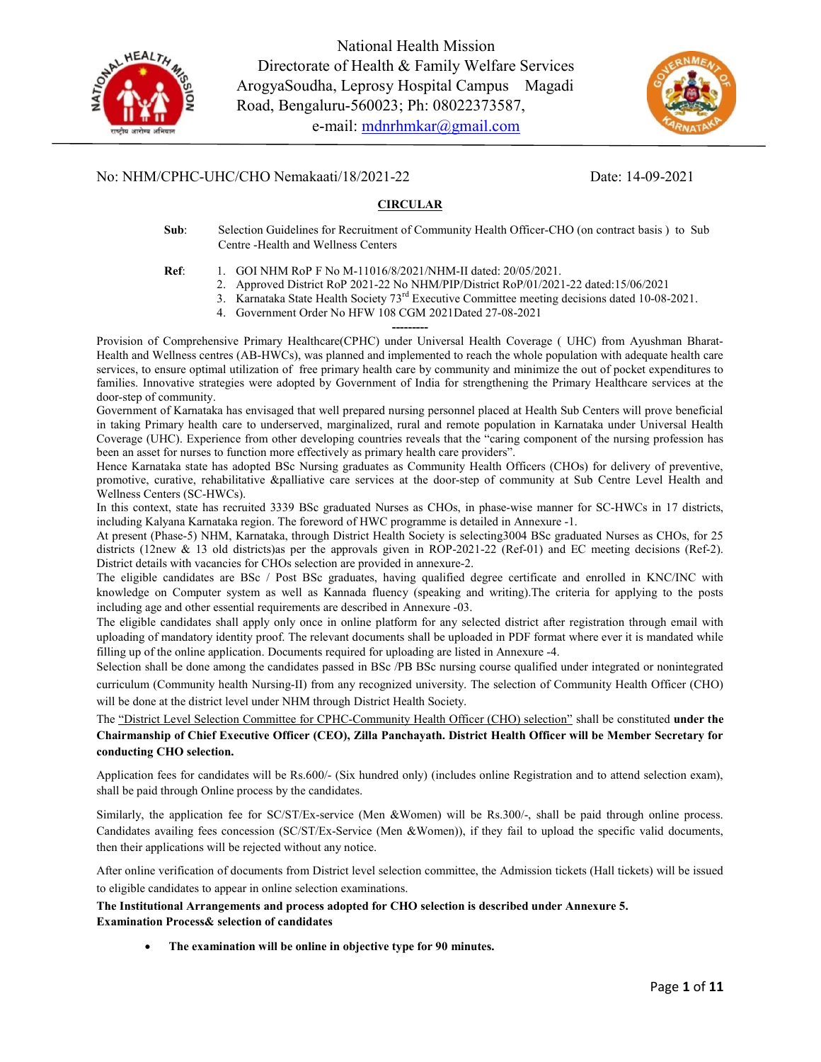National Health Mission
Directorate of Health & Family Welfare Services
ArogyaSoudha, Leprosy Hospital Campus Magadi Road, Bengaluru-560023; Ph: 08022373587,
e-mail: mdnrhmkar@gmail.com

No: NHM/CPHC-UHC/CHO Nemakaati/18/2021-22 Date: 14-09-2021

**CIRCULAR**

**Sub**: Selection Guidelines for Recruitment of Community Health Officer-CHO (on contract basis ) to Sub Centre -Health and Wellness Centers

**Ref**:
1. GOI NHM RoP F No M-11016/8/2021/NHM-II dated: 20/05/2021.
2. Approved District RoP 2021-22 No NHM/PIP/District RoP/01/2021-22 dated:15/06/2021
3. Karnataka State Health Society 73rd Executive Committee meeting decisions dated 10-08-2021.
4. Government Order No HFW 108 CGM 2021Dated 27-08-2021

---------

Provision of Comprehensive Primary Healthcare(CPHC) under Universal Health Coverage ( UHC) from Ayushman Bharat-Health and Wellness centres (AB-HWCs), was planned and implemented to reach the whole population with adequate health care services, to ensure optimal utilization of free primary health care by community and minimize the out of pocket expenditures to families. Innovative strategies were adopted by Government of India for strengthening the Primary Healthcare services at the door-step of community.

Government of Karnataka has envisaged that well prepared nursing personnel placed at Health Sub Centers will prove beneficial in taking Primary health care to underserved, marginalized, rural and remote population in Karnataka under Universal Health Coverage (UHC). Experience from other developing countries reveals that the "caring component of the nursing profession has been an asset for nurses to function more effectively as primary health care providers".

Hence Karnataka state has adopted BSc Nursing graduates as Community Health Officers (CHOs) for delivery of preventive, promotive, curative, rehabilitative &palliative care services at the door-step of community at Sub Centre Level Health and Wellness Centers (SC-HWCs).

In this context, state has recruited 3339 BSc graduated Nurses as CHOs, in phase-wise manner for SC-HWCs in 17 districts, including Kalyana Karnataka region. The foreword of HWC programme is detailed in Annexure -1.

At present (Phase-5) NHM, Karnataka, through District Health Society is selecting3004 BSc graduated Nurses as CHOs, for 25 districts (12new & 13 old districts)as per the approvals given in ROP-2021-22 (Ref-01) and EC meeting decisions (Ref-2). District details with vacancies for CHOs selection are provided in annexure-2.

The eligible candidates are BSc / Post BSc graduates, having qualified degree certificate and enrolled in KNC/INC with knowledge on Computer system as well as Kannada fluency (speaking and writing).The criteria for applying to the posts including age and other essential requirements are described in Annexure -03.

The eligible candidates shall apply only once in online platform for any selected district after registration through email with uploading of mandatory identity proof. The relevant documents shall be uploaded in PDF format where ever it is mandated while filling up of the online application. Documents required for uploading are listed in Annexure -4.

Selection shall be done among the candidates passed in BSc /PB BSc nursing course qualified under integrated or nonintegrated curriculum (Community health Nursing-II) from any recognized university. The selection of Community Health Officer (CHO) will be done at the district level under NHM through District Health Society.

The "District Level Selection Committee for CPHC-Community Health Officer (CHO) selection" shall be constituted **under the Chairmanship of Chief Executive Officer (CEO), Zilla Panchayath. District Health Officer will be Member Secretary for conducting CHO selection.**

Application fees for candidates will be Rs.600/- (Six hundred only) (includes online Registration and to attend selection exam), shall be paid through Online process by the candidates.

Similarly, the application fee for SC/ST/Ex-service (Men &Women) will be Rs.300/-, shall be paid through online process. Candidates availing fees concession (SC/ST/Ex-Service (Men &Women)), if they fail to upload the specific valid documents, then their applications will be rejected without any notice.

After online verification of documents from District level selection committee, the Admission tickets (Hall tickets) will be issued to eligible candidates to appear in online selection examinations.

**The Institutional Arrangements and process adopted for CHO selection is described under Annexure 5.**
**Examination Process& selection of candidates**

- **The examination will be online in objective type for 90 minutes.**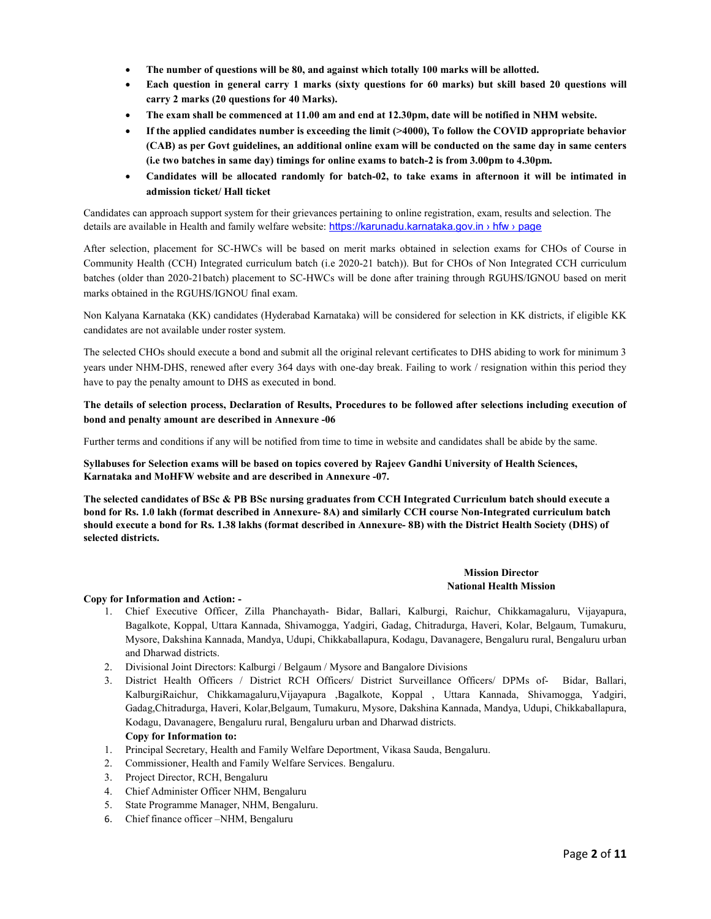- **The number of questions will be 80, and against which totally 100 marks will be allotted.**
- **Each question in general carry 1 marks (sixty questions for 60 marks) but skill based 20 questions will carry 2 marks (20 questions for 40 Marks).**
- **The exam shall be commenced at 11.00 am and end at 12.30pm, date will be notified in NHM website.**
- **If the applied candidates number is exceeding the limit (>4000), To follow the COVID appropriate behavior (CAB) as per Govt guidelines, an additional online exam will be conducted on the same day in same centers (i.e two batches in same day) timings for online exams to batch-2 is from 3.00pm to 4.30pm.**
- **Candidates will be allocated randomly for batch-02, to take exams in afternoon it will be intimated in admission ticket/ Hall ticket**

Candidates can approach support system for their grievances pertaining to online registration, exam, results and selection. The details are available in Health and family welfare website: https://karunadu.karnataka.gov.in › hfw › page

After selection, placement for SC-HWCs will be based on merit marks obtained in selection exams for CHOs of Course in Community Health (CCH) Integrated curriculum batch (i.e 2020-21 batch)). But for CHOs of Non Integrated CCH curriculum batches (older than 2020-21batch) placement to SC-HWCs will be done after training through RGUHS/IGNOU based on merit marks obtained in the RGUHS/IGNOU final exam.

Non Kalyana Karnataka (KK) candidates (Hyderabad Karnataka) will be considered for selection in KK districts, if eligible KK candidates are not available under roster system.

The selected CHOs should execute a bond and submit all the original relevant certificates to DHS abiding to work for minimum 3 years under NHM-DHS, renewed after every 364 days with one-day break. Failing to work / resignation within this period they have to pay the penalty amount to DHS as executed in bond.

**The details of selection process, Declaration of Results, Procedures to be followed after selections including execution of bond and penalty amount are described in Annexure -06**

Further terms and conditions if any will be notified from time to time in website and candidates shall be abide by the same.

**Syllabuses for Selection exams will be based on topics covered by Rajeev Gandhi University of Health Sciences, Karnataka and MoHFW website and are described in Annexure -07.**

**The selected candidates of BSc & PB BSc nursing graduates from CCH Integrated Curriculum batch should execute a bond for Rs. 1.0 lakh (format described in Annexure- 8A) and similarly CCH course Non-Integrated curriculum batch should execute a bond for Rs. 1.38 lakhs (format described in Annexure- 8B) with the District Health Society (DHS) of selected districts.**

**Mission Director**
**National Health Mission**

**Copy for Information and Action: -**

1. Chief Executive Officer, Zilla Phanchayath- Bidar, Ballari, Kalburgi, Raichur, Chikkamagaluru, Vijayapura, Bagalkote, Koppal, Uttara Kannada, Shivamogga, Yadgiri, Gadag, Chitradurga, Haveri, Kolar, Belgaum, Tumakuru, Mysore, Dakshina Kannada, Mandya, Udupi, Chikkaballapura, Kodagu, Davanagere, Bengaluru rural, Bengaluru urban and Dharwad districts.
2. Divisional Joint Directors: Kalburgi / Belgaum / Mysore and Bangalore Divisions
3. District Health Officers / District RCH Officers/ District Surveillance Officers/ DPMs of- Bidar, Ballari, KalburgiRaichur, Chikkamagaluru,Vijayapura ,Bagalkote, Koppal , Uttara Kannada, Shivamogga, Yadgiri, Gadag,Chitradurga, Haveri, Kolar,Belgaum, Tumakuru, Mysore, Dakshina Kannada, Mandya, Udupi, Chikkaballapura, Kodagu, Davanagere, Bengaluru rural, Bengaluru urban and Dharwad districts.

**Copy for Information to:**

1. Principal Secretary, Health and Family Welfare Deportment, Vikasa Sauda, Bengaluru.
2. Commissioner, Health and Family Welfare Services. Bengaluru.
3. Project Director, RCH, Bengaluru
4. Chief Administer Officer NHM, Bengaluru
5. State Programme Manager, NHM, Bengaluru.
6. Chief finance officer –NHM, Bengaluru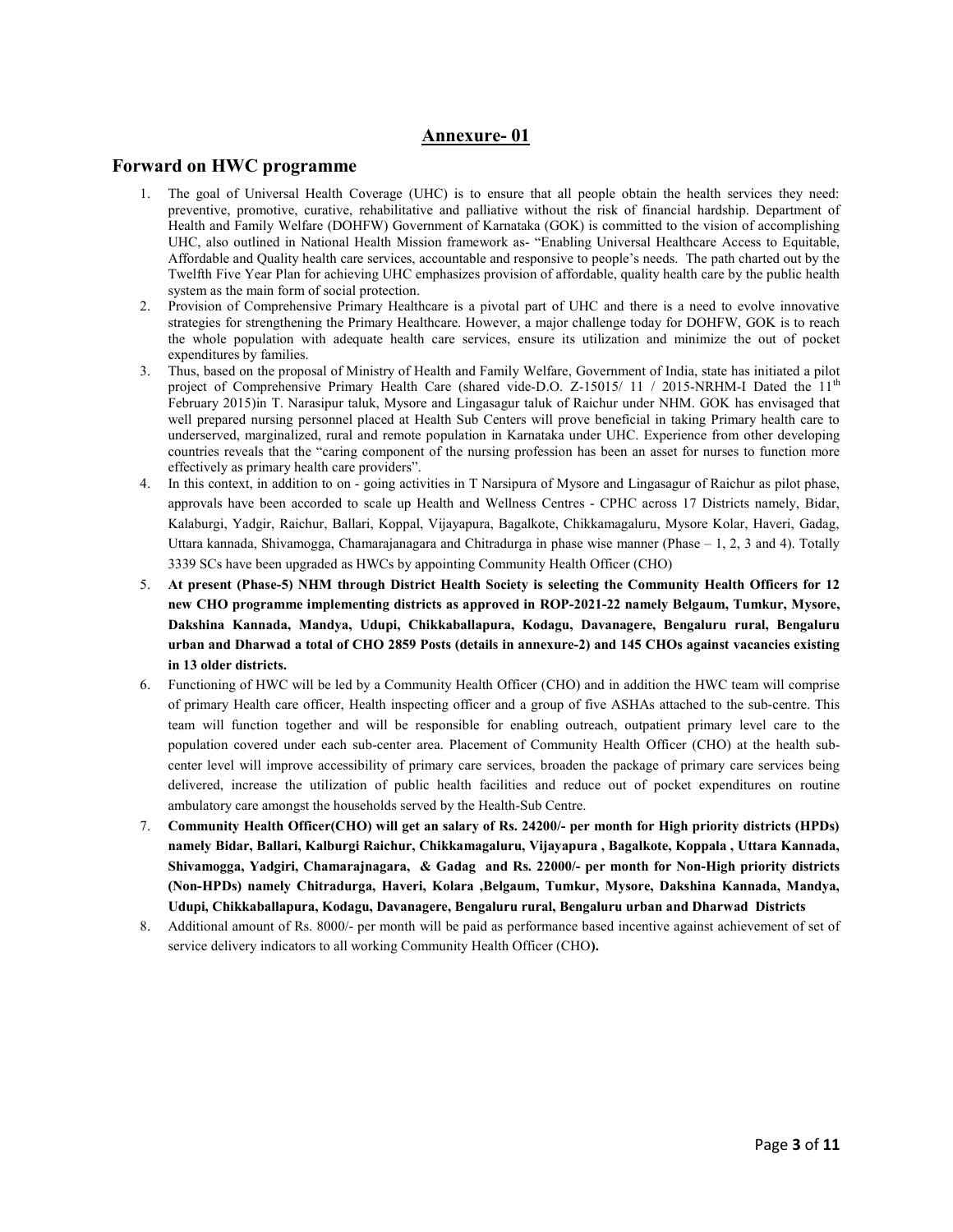## Annexure- 01

## Forward on HWC programme

1. The goal of Universal Health Coverage (UHC) is to ensure that all people obtain the health services they need: preventive, promotive, curative, rehabilitative and palliative without the risk of financial hardship. Department of Health and Family Welfare (DOHFW) Government of Karnataka (GOK) is committed to the vision of accomplishing UHC, also outlined in National Health Mission framework as- "Enabling Universal Healthcare Access to Equitable, Affordable and Quality health care services, accountable and responsive to people's needs. The path charted out by the Twelfth Five Year Plan for achieving UHC emphasizes provision of affordable, quality health care by the public health system as the main form of social protection.
2. Provision of Comprehensive Primary Healthcare is a pivotal part of UHC and there is a need to evolve innovative strategies for strengthening the Primary Healthcare. However, a major challenge today for DOHFW, GOK is to reach the whole population with adequate health care services, ensure its utilization and minimize the out of pocket expenditures by families.
3. Thus, based on the proposal of Ministry of Health and Family Welfare, Government of India, state has initiated a pilot project of Comprehensive Primary Health Care (shared vide-D.O. Z-15015/ 11 / 2015-NRHM-I Dated the 11th February 2015)in T. Narasipur taluk, Mysore and Lingasagur taluk of Raichur under NHM. GOK has envisaged that well prepared nursing personnel placed at Health Sub Centers will prove beneficial in taking Primary health care to underserved, marginalized, rural and remote population in Karnataka under UHC. Experience from other developing countries reveals that the "caring component of the nursing profession has been an asset for nurses to function more effectively as primary health care providers".
4. In this context, in addition to on - going activities in T Narsipura of Mysore and Lingasagur of Raichur as pilot phase, approvals have been accorded to scale up Health and Wellness Centres - CPHC across 17 Districts namely, Bidar, Kalaburgi, Yadgir, Raichur, Ballari, Koppal, Vijayapura, Bagalkote, Chikkamagaluru, Mysore Kolar, Haveri, Gadag, Uttara kannada, Shivamogga, Chamarajanagara and Chitradurga in phase wise manner (Phase – 1, 2, 3 and 4). Totally 3339 SCs have been upgraded as HWCs by appointing Community Health Officer (CHO)
5. **At present (Phase-5) NHM through District Health Society is selecting the Community Health Officers for 12 new CHO programme implementing districts as approved in ROP-2021-22 namely Belgaum, Tumkur, Mysore, Dakshina Kannada, Mandya, Udupi, Chikkaballapura, Kodagu, Davanagere, Bengaluru rural, Bengaluru urban and Dharwad a total of CHO 2859 Posts (details in annexure-2) and 145 CHOs against vacancies existing in 13 older districts.**
6. Functioning of HWC will be led by a Community Health Officer (CHO) and in addition the HWC team will comprise of primary Health care officer, Health inspecting officer and a group of five ASHAs attached to the sub-centre. This team will function together and will be responsible for enabling outreach, outpatient primary level care to the population covered under each sub-center area. Placement of Community Health Officer (CHO) at the health sub-center level will improve accessibility of primary care services, broaden the package of primary care services being delivered, increase the utilization of public health facilities and reduce out of pocket expenditures on routine ambulatory care amongst the households served by the Health-Sub Centre.
7. **Community Health Officer(CHO) will get an salary of Rs. 24200/- per month for High priority districts (HPDs) namely Bidar, Ballari, Kalburgi Raichur, Chikkamagaluru, Vijayapura , Bagalkote, Koppala , Uttara Kannada, Shivamogga, Yadgiri, Chamarajnagara, & Gadag and Rs. 22000/- per month for Non-High priority districts (Non-HPDs) namely Chitradurga, Haveri, Kolara ,Belgaum, Tumkur, Mysore, Dakshina Kannada, Mandya, Udupi, Chikkaballapura, Kodagu, Davanagere, Bengaluru rural, Bengaluru urban and Dharwad Districts**
8. Additional amount of Rs. 8000/- per month will be paid as performance based incentive against achievement of set of service delivery indicators to all working Community Health Officer (CHO**).**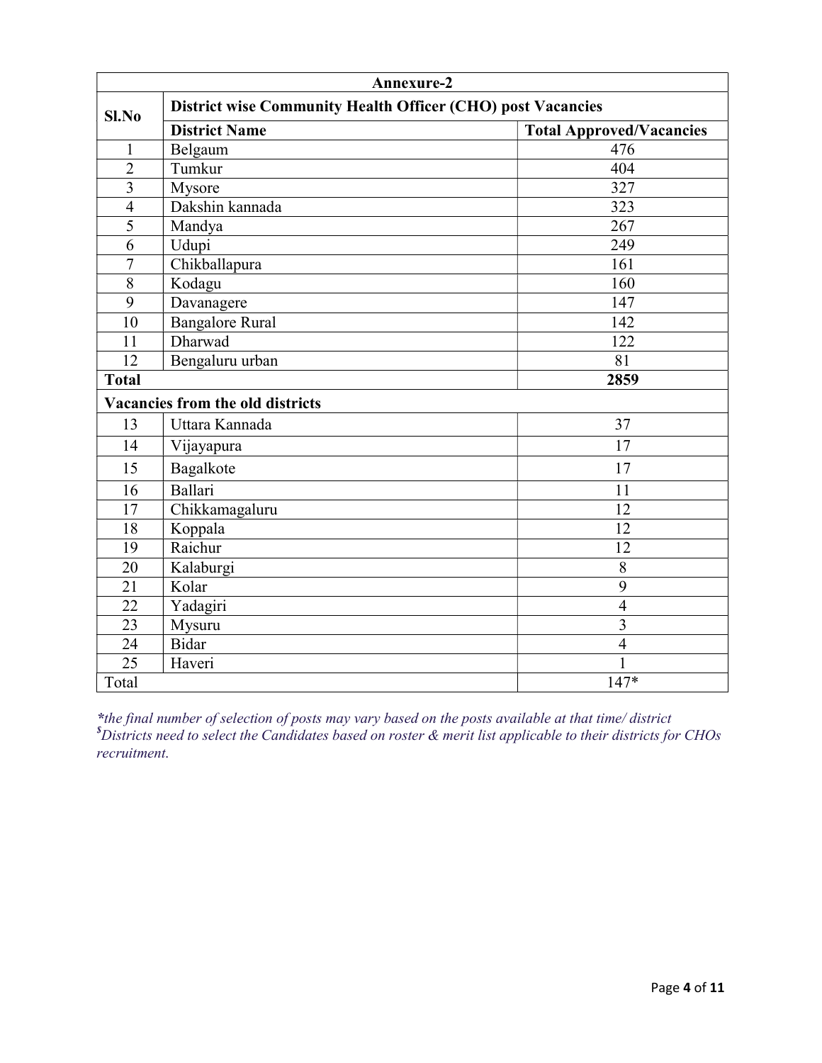| Annexure-2 | | |
|---|---|---|
| **Sl.No** | **District wise Community Health Officer (CHO) post Vacancies** | |
| | **District Name** | **Total Approved/Vacancies** |
| 1 | Belgaum | 476 |
| 2 | Tumkur | 404 |
| 3 | Mysore | 327 |
| 4 | Dakshin kannada | 323 |
| 5 | Mandya | 267 |
| 6 | Udupi | 249 |
| 7 | Chikballapura | 161 |
| 8 | Kodagu | 160 |
| 9 | Davanagere | 147 |
| 10 | Bangalore Rural | 142 |
| 11 | Dharwad | 122 |
| 12 | Bengaluru urban | 81 |
| **Total** | | **2859** |
| **Vacancies from the old districts** | | |
| 13 | Uttara Kannada | 37 |
| 14 | Vijayapura | 17 |
| 15 | Bagalkote | 17 |
| 16 | Ballari | 11 |
| 17 | Chikkamagaluru | 12 |
| 18 | Koppala | 12 |
| 19 | Raichur | 12 |
| 20 | Kalaburgi | 8 |
| 21 | Kolar | 9 |
| 22 | Yadagiri | 4 |
| 23 | Mysuru | 3 |
| 24 | Bidar | 4 |
| 25 | Haveri | 1 |
| Total | | 147* |

*\*the final number of selection of posts may vary based on the posts available at that time/ district*
*$Districts need to select the Candidates based on roster & merit list applicable to their districts for CHOs recruitment.*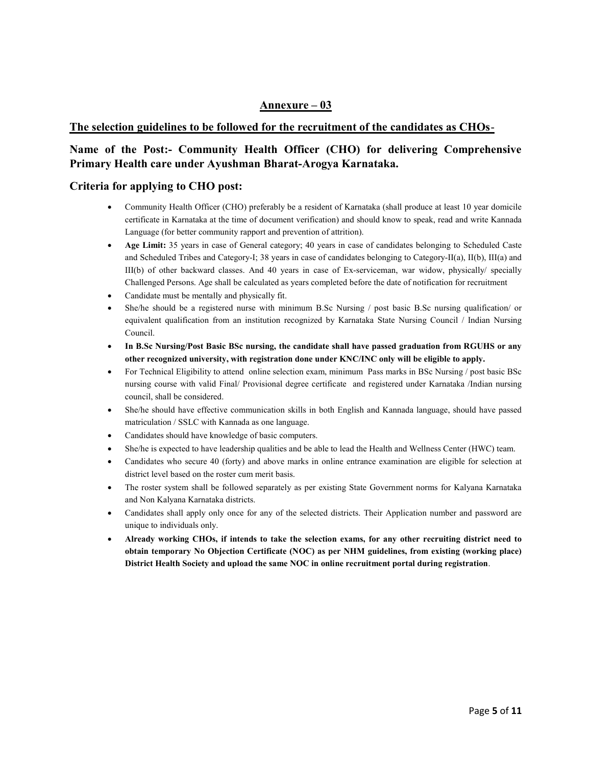## Annexure – 03

## The selection guidelines to be followed for the recruitment of the candidates as CHOs-

### Name of the Post:- Community Health Officer (CHO) for delivering Comprehensive Primary Health care under Ayushman Bharat-Arogya Karnataka.

### Criteria for applying to CHO post:

- Community Health Officer (CHO) preferably be a resident of Karnataka (shall produce at least 10 year domicile certificate in Karnataka at the time of document verification) and should know to speak, read and write Kannada Language (for better community rapport and prevention of attrition).
- **Age Limit:** 35 years in case of General category; 40 years in case of candidates belonging to Scheduled Caste and Scheduled Tribes and Category-I; 38 years in case of candidates belonging to Category-II(a), II(b), III(a) and III(b) of other backward classes. And 40 years in case of Ex-serviceman, war widow, physically/ specially Challenged Persons. Age shall be calculated as years completed before the date of notification for recruitment
- Candidate must be mentally and physically fit.
- She/he should be a registered nurse with minimum B.Sc Nursing / post basic B.Sc nursing qualification/ or equivalent qualification from an institution recognized by Karnataka State Nursing Council / Indian Nursing Council.
- **In B.Sc Nursing/Post Basic BSc nursing, the candidate shall have passed graduation from RGUHS or any other recognized university, with registration done under KNC/INC only will be eligible to apply.**
- For Technical Eligibility to attend online selection exam, minimum Pass marks in BSc Nursing / post basic BSc nursing course with valid Final/ Provisional degree certificate and registered under Karnataka /Indian nursing council, shall be considered.
- She/he should have effective communication skills in both English and Kannada language, should have passed matriculation / SSLC with Kannada as one language.
- Candidates should have knowledge of basic computers.
- She/he is expected to have leadership qualities and be able to lead the Health and Wellness Center (HWC) team.
- Candidates who secure 40 (forty) and above marks in online entrance examination are eligible for selection at district level based on the roster cum merit basis.
- The roster system shall be followed separately as per existing State Government norms for Kalyana Karnataka and Non Kalyana Karnataka districts.
- Candidates shall apply only once for any of the selected districts. Their Application number and password are unique to individuals only.
- **Already working CHOs, if intends to take the selection exams, for any other recruiting district need to obtain temporary No Objection Certificate (NOC) as per NHM guidelines, from existing (working place) District Health Society and upload the same NOC in online recruitment portal during registration**.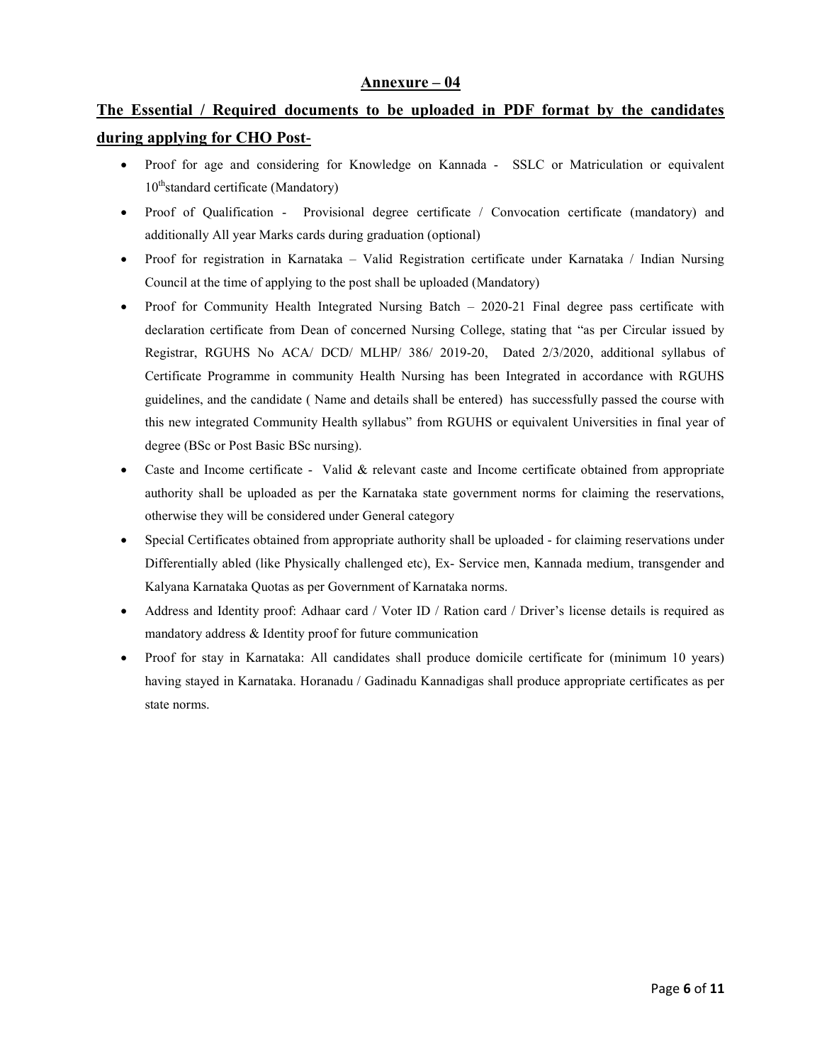## Annexure – 04

## The Essential / Required documents to be uploaded in PDF format by the candidates during applying for CHO Post-

- Proof for age and considering for Knowledge on Kannada - SSLC or Matriculation or equivalent 10th standard certificate (Mandatory)
- Proof of Qualification - Provisional degree certificate / Convocation certificate (mandatory) and additionally All year Marks cards during graduation (optional)
- Proof for registration in Karnataka – Valid Registration certificate under Karnataka / Indian Nursing Council at the time of applying to the post shall be uploaded (Mandatory)
- Proof for Community Health Integrated Nursing Batch – 2020-21 Final degree pass certificate with declaration certificate from Dean of concerned Nursing College, stating that "as per Circular issued by Registrar, RGUHS No ACA/ DCD/ MLHP/ 386/ 2019-20, Dated 2/3/2020, additional syllabus of Certificate Programme in community Health Nursing has been Integrated in accordance with RGUHS guidelines, and the candidate ( Name and details shall be entered) has successfully passed the course with this new integrated Community Health syllabus" from RGUHS or equivalent Universities in final year of degree (BSc or Post Basic BSc nursing).
- Caste and Income certificate - Valid & relevant caste and Income certificate obtained from appropriate authority shall be uploaded as per the Karnataka state government norms for claiming the reservations, otherwise they will be considered under General category
- Special Certificates obtained from appropriate authority shall be uploaded - for claiming reservations under Differentially abled (like Physically challenged etc), Ex- Service men, Kannada medium, transgender and Kalyana Karnataka Quotas as per Government of Karnataka norms.
- Address and Identity proof: Adhaar card / Voter ID / Ration card / Driver's license details is required as mandatory address & Identity proof for future communication
- Proof for stay in Karnataka: All candidates shall produce domicile certificate for (minimum 10 years) having stayed in Karnataka. Horanadu / Gadinadu Kannadigas shall produce appropriate certificates as per state norms.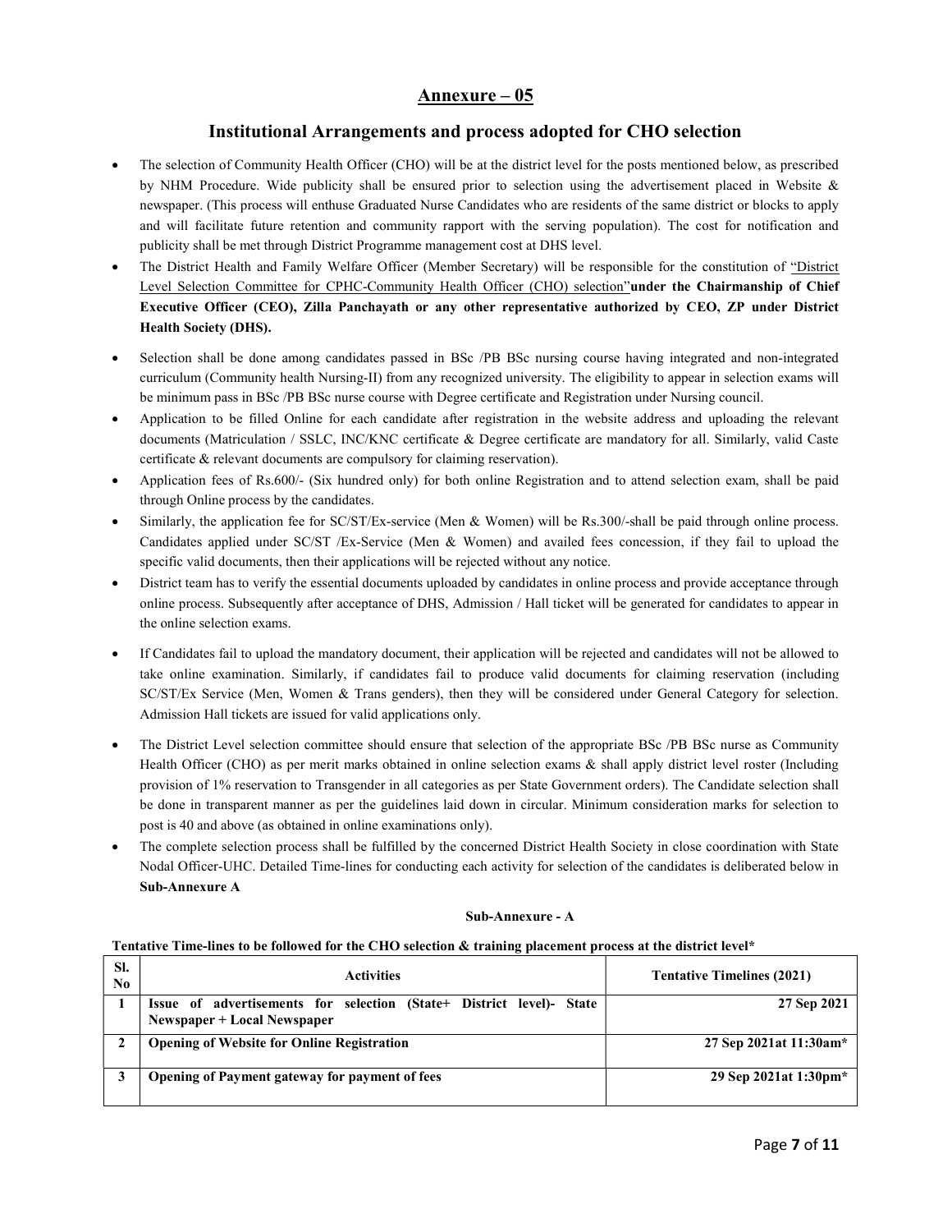## Annexure – 05

## Institutional Arrangements and process adopted for CHO selection

- The selection of Community Health Officer (CHO) will be at the district level for the posts mentioned below, as prescribed by NHM Procedure. Wide publicity shall be ensured prior to selection using the advertisement placed in Website & newspaper. (This process will enthuse Graduated Nurse Candidates who are residents of the same district or blocks to apply and will facilitate future retention and community rapport with the serving population). The cost for notification and publicity shall be met through District Programme management cost at DHS level.
- The District Health and Family Welfare Officer (Member Secretary) will be responsible for the constitution of "District Level Selection Committee for CPHC-Community Health Officer (CHO) selection" **under the Chairmanship of Chief Executive Officer (CEO), Zilla Panchayath or any other representative authorized by CEO, ZP under District Health Society (DHS).**
- Selection shall be done among candidates passed in BSc /PB BSc nursing course having integrated and non-integrated curriculum (Community health Nursing-II) from any recognized university. The eligibility to appear in selection exams will be minimum pass in BSc /PB BSc nurse course with Degree certificate and Registration under Nursing council.
- Application to be filled Online for each candidate after registration in the website address and uploading the relevant documents (Matriculation / SSLC, INC/KNC certificate & Degree certificate are mandatory for all. Similarly, valid Caste certificate & relevant documents are compulsory for claiming reservation).
- Application fees of Rs.600/- (Six hundred only) for both online Registration and to attend selection exam, shall be paid through Online process by the candidates.
- Similarly, the application fee for SC/ST/Ex-service (Men & Women) will be Rs.300/-shall be paid through online process. Candidates applied under SC/ST /Ex-Service (Men & Women) and availed fees concession, if they fail to upload the specific valid documents, then their applications will be rejected without any notice.
- District team has to verify the essential documents uploaded by candidates in online process and provide acceptance through online process. Subsequently after acceptance of DHS, Admission / Hall ticket will be generated for candidates to appear in the online selection exams.
- If Candidates fail to upload the mandatory document, their application will be rejected and candidates will not be allowed to take online examination. Similarly, if candidates fail to produce valid documents for claiming reservation (including SC/ST/Ex Service (Men, Women & Trans genders), then they will be considered under General Category for selection. Admission Hall tickets are issued for valid applications only.
- The District Level selection committee should ensure that selection of the appropriate BSc /PB BSc nurse as Community Health Officer (CHO) as per merit marks obtained in online selection exams & shall apply district level roster (Including provision of 1% reservation to Transgender in all categories as per State Government orders). The Candidate selection shall be done in transparent manner as per the guidelines laid down in circular. Minimum consideration marks for selection to post is 40 and above (as obtained in online examinations only).
- The complete selection process shall be fulfilled by the concerned District Health Society in close coordination with State Nodal Officer-UHC. Detailed Time-lines for conducting each activity for selection of the candidates is deliberated below in **Sub-Annexure A**

**Sub-Annexure - A**

**Tentative Time-lines to be followed for the CHO selection & training placement process at the district level***

| Sl. No | Activities | Tentative Timelines (2021) |
|---|---|---|
| 1 | **Issue of advertisements for selection (State+ District level)- State Newspaper + Local Newspaper** | **27 Sep 2021** |
| 2 | **Opening of Website for Online Registration** | **27 Sep 2021at 11:30am*** |
| 3 | **Opening of Payment gateway for payment of fees** | **29 Sep 2021at 1:30pm*** |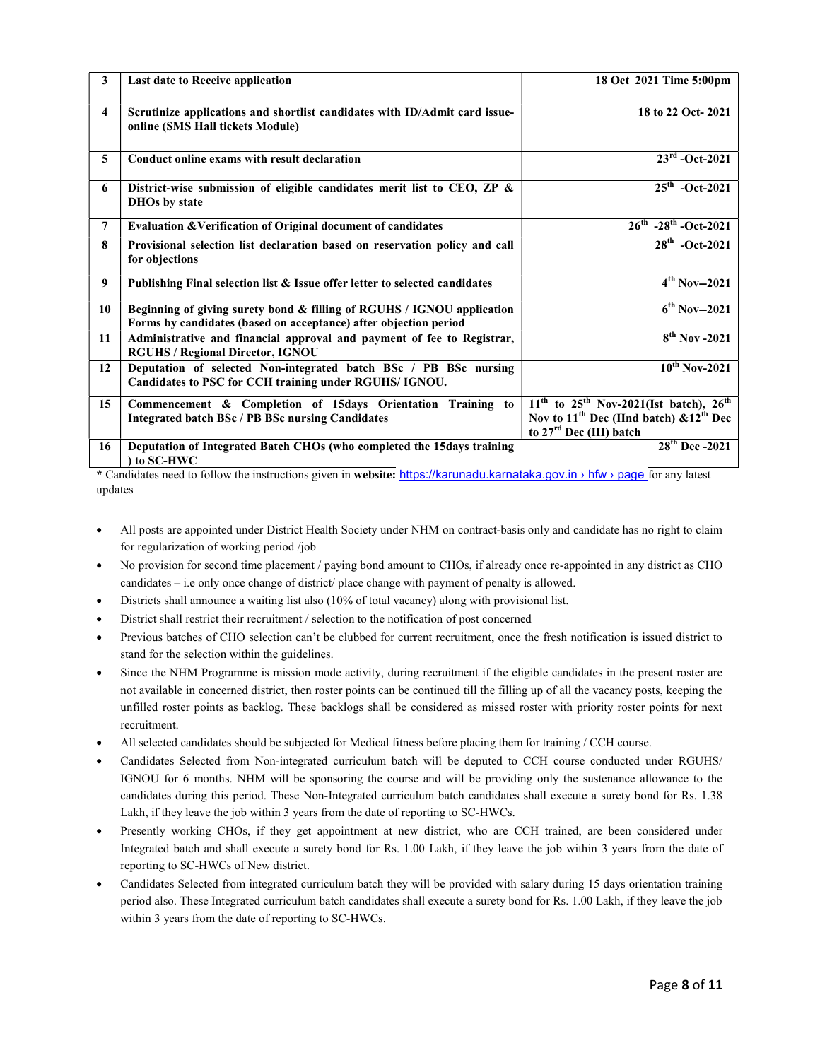| 3 | **Last date to Receive application** | **18 Oct 2021 Time 5:00pm** |
|---|---|---|
| 4 | **Scrutinize applications and shortlist candidates with ID/Admit card issue-online (SMS Hall tickets Module)** | **18 to 22 Oct- 2021** |
| 5 | **Conduct online exams with result declaration** | **23rd -Oct-2021** |
| 6 | **District-wise submission of eligible candidates merit list to CEO, ZP & DHOs by state** | **25th -Oct-2021** |
| 7 | **Evaluation &Verification of Original document of candidates** | **26th -28th -Oct-2021** |
| 8 | **Provisional selection list declaration based on reservation policy and call for objections** | **28th -Oct-2021** |
| 9 | **Publishing Final selection list & Issue offer letter to selected candidates** | **4th Nov--2021** |
| 10 | **Beginning of giving surety bond & filling of RGUHS / IGNOU application Forms by candidates (based on acceptance) after objection period** | **6th Nov--2021** |
| 11 | **Administrative and financial approval and payment of fee to Registrar, RGUHS / Regional Director, IGNOU** | **8th Nov -2021** |
| 12 | **Deputation of selected Non-integrated batch BSc / PB BSc nursing Candidates to PSC for CCH training under RGUHS/ IGNOU.** | **10th Nov-2021** |
| 15 | **Commencement & Completion of 15days Orientation Training to Integrated batch BSc / PB BSc nursing Candidates** | **11th to 25th Nov-2021(Ist batch), 26th Nov to 11th Dec (IInd batch) &12th Dec to 27rd Dec (III) batch** |
| 16 | **Deputation of Integrated Batch CHOs (who completed the 15days training ) to SC-HWC** | **28th Dec -2021** |

***** Candidates need to follow the instructions given in **website:** https://karunadu.karnataka.gov.in › hfw › page for any latest updates

- All posts are appointed under District Health Society under NHM on contract-basis only and candidate has no right to claim for regularization of working period /job
- No provision for second time placement / paying bond amount to CHOs, if already once re-appointed in any district as CHO candidates – i.e only once change of district/ place change with payment of penalty is allowed.
- Districts shall announce a waiting list also (10% of total vacancy) along with provisional list.
- District shall restrict their recruitment / selection to the notification of post concerned
- Previous batches of CHO selection can't be clubbed for current recruitment, once the fresh notification is issued district to stand for the selection within the guidelines.
- Since the NHM Programme is mission mode activity, during recruitment if the eligible candidates in the present roster are not available in concerned district, then roster points can be continued till the filling up of all the vacancy posts, keeping the unfilled roster points as backlog. These backlogs shall be considered as missed roster with priority roster points for next recruitment.
- All selected candidates should be subjected for Medical fitness before placing them for training / CCH course.
- Candidates Selected from Non-integrated curriculum batch will be deputed to CCH course conducted under RGUHS/ IGNOU for 6 months. NHM will be sponsoring the course and will be providing only the sustenance allowance to the candidates during this period. These Non-Integrated curriculum batch candidates shall execute a surety bond for Rs. 1.38 Lakh, if they leave the job within 3 years from the date of reporting to SC-HWCs.
- Presently working CHOs, if they get appointment at new district, who are CCH trained, are been considered under Integrated batch and shall execute a surety bond for Rs. 1.00 Lakh, if they leave the job within 3 years from the date of reporting to SC-HWCs of New district.
- Candidates Selected from integrated curriculum batch they will be provided with salary during 15 days orientation training period also. These Integrated curriculum batch candidates shall execute a surety bond for Rs. 1.00 Lakh, if they leave the job within 3 years from the date of reporting to SC-HWCs.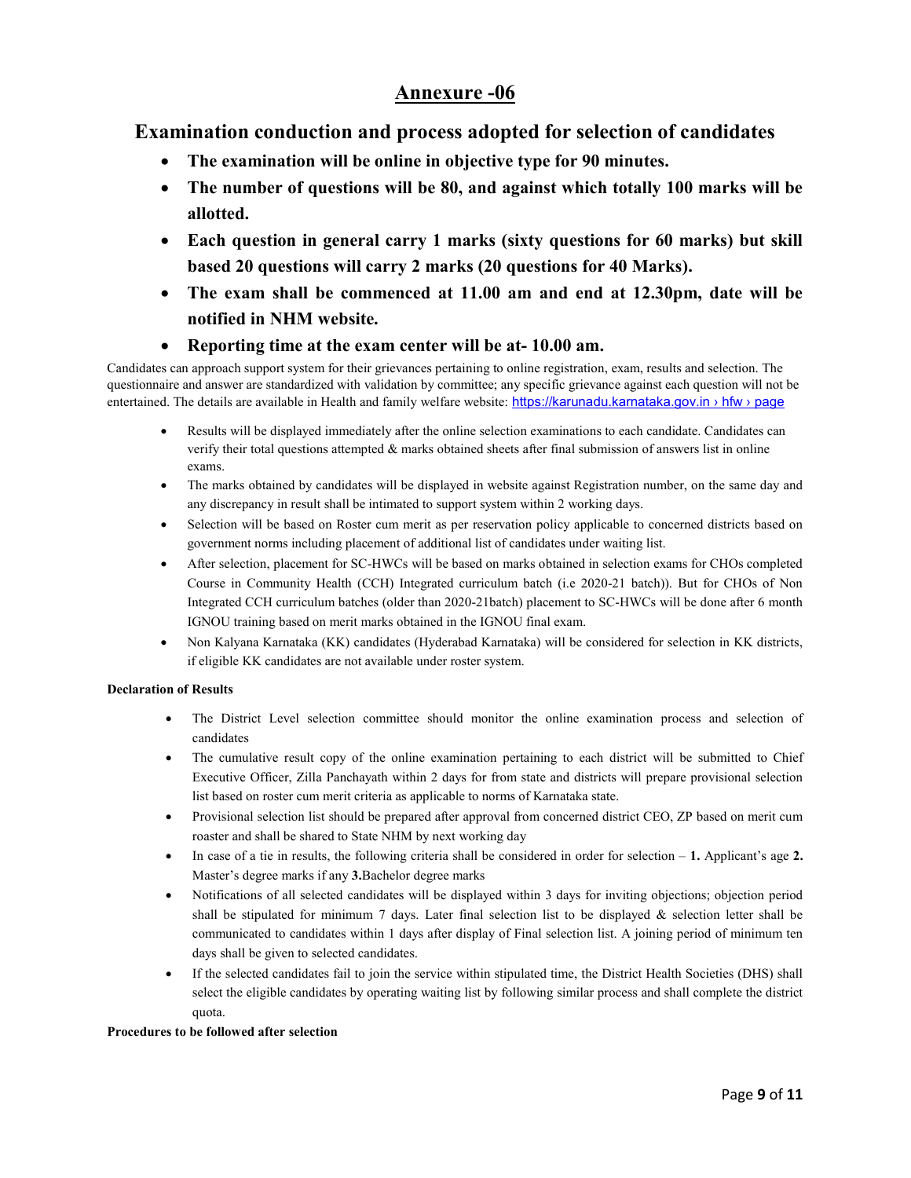# Annexure -06

## Examination conduction and process adopted for selection of candidates

- **The examination will be online in objective type for 90 minutes.**
- **The number of questions will be 80, and against which totally 100 marks will be allotted.**
- **Each question in general carry 1 marks (sixty questions for 60 marks) but skill based 20 questions will carry 2 marks (20 questions for 40 Marks).**
- **The exam shall be commenced at 11.00 am and end at 12.30pm, date will be notified in NHM website.**
- **Reporting time at the exam center will be at- 10.00 am.**

Candidates can approach support system for their grievances pertaining to online registration, exam, results and selection. The questionnaire and answer are standardized with validation by committee; any specific grievance against each question will not be entertained. The details are available in Health and family welfare website: https://karunadu.karnataka.gov.in › hfw › page

- Results will be displayed immediately after the online selection examinations to each candidate. Candidates can verify their total questions attempted & marks obtained sheets after final submission of answers list in online exams.
- The marks obtained by candidates will be displayed in website against Registration number, on the same day and any discrepancy in result shall be intimated to support system within 2 working days.
- Selection will be based on Roster cum merit as per reservation policy applicable to concerned districts based on government norms including placement of additional list of candidates under waiting list.
- After selection, placement for SC-HWCs will be based on marks obtained in selection exams for CHOs completed Course in Community Health (CCH) Integrated curriculum batch (i.e 2020-21 batch)). But for CHOs of Non Integrated CCH curriculum batches (older than 2020-21batch) placement to SC-HWCs will be done after 6 month IGNOU training based on merit marks obtained in the IGNOU final exam.
- Non Kalyana Karnataka (KK) candidates (Hyderabad Karnataka) will be considered for selection in KK districts, if eligible KK candidates are not available under roster system.

**Declaration of Results**

- The District Level selection committee should monitor the online examination process and selection of candidates
- The cumulative result copy of the online examination pertaining to each district will be submitted to Chief Executive Officer, Zilla Panchayath within 2 days for from state and districts will prepare provisional selection list based on roster cum merit criteria as applicable to norms of Karnataka state.
- Provisional selection list should be prepared after approval from concerned district CEO, ZP based on merit cum roaster and shall be shared to State NHM by next working day
- In case of a tie in results, the following criteria shall be considered in order for selection – **1.** Applicant's age **2.** Master's degree marks if any **3.**Bachelor degree marks
- Notifications of all selected candidates will be displayed within 3 days for inviting objections; objection period shall be stipulated for minimum 7 days. Later final selection list to be displayed & selection letter shall be communicated to candidates within 1 days after display of Final selection list. A joining period of minimum ten days shall be given to selected candidates.
- If the selected candidates fail to join the service within stipulated time, the District Health Societies (DHS) shall select the eligible candidates by operating waiting list by following similar process and shall complete the district quota.

**Procedures to be followed after selection**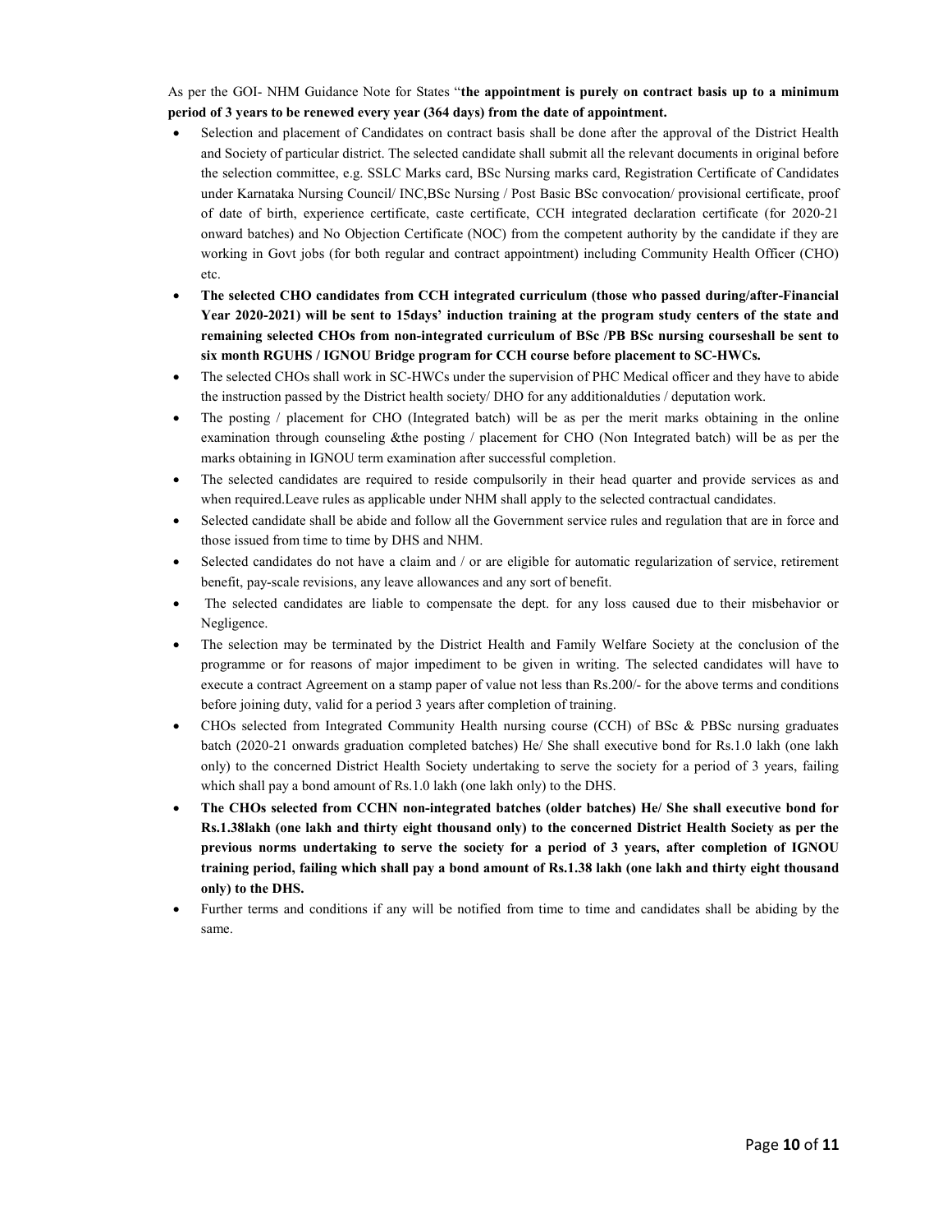As per the GOI- NHM Guidance Note for States "**the appointment is purely on contract basis up to a minimum period of 3 years to be renewed every year (364 days) from the date of appointment.**

- Selection and placement of Candidates on contract basis shall be done after the approval of the District Health and Society of particular district. The selected candidate shall submit all the relevant documents in original before the selection committee, e.g. SSLC Marks card, BSc Nursing marks card, Registration Certificate of Candidates under Karnataka Nursing Council/ INC,BSc Nursing / Post Basic BSc convocation/ provisional certificate, proof of date of birth, experience certificate, caste certificate, CCH integrated declaration certificate (for 2020-21 onward batches) and No Objection Certificate (NOC) from the competent authority by the candidate if they are working in Govt jobs (for both regular and contract appointment) including Community Health Officer (CHO) etc.
- **The selected CHO candidates from CCH integrated curriculum (those who passed during/after-Financial Year 2020-2021) will be sent to 15days' induction training at the program study centers of the state and remaining selected CHOs from non-integrated curriculum of BSc /PB BSc nursing courseshall be sent to six month RGUHS / IGNOU Bridge program for CCH course before placement to SC-HWCs.**
- The selected CHOs shall work in SC-HWCs under the supervision of PHC Medical officer and they have to abide the instruction passed by the District health society/ DHO for any additionalduties / deputation work.
- The posting / placement for CHO (Integrated batch) will be as per the merit marks obtaining in the online examination through counseling &the posting / placement for CHO (Non Integrated batch) will be as per the marks obtaining in IGNOU term examination after successful completion.
- The selected candidates are required to reside compulsorily in their head quarter and provide services as and when required.Leave rules as applicable under NHM shall apply to the selected contractual candidates.
- Selected candidate shall be abide and follow all the Government service rules and regulation that are in force and those issued from time to time by DHS and NHM.
- Selected candidates do not have a claim and / or are eligible for automatic regularization of service, retirement benefit, pay-scale revisions, any leave allowances and any sort of benefit.
- The selected candidates are liable to compensate the dept. for any loss caused due to their misbehavior or Negligence.
- The selection may be terminated by the District Health and Family Welfare Society at the conclusion of the programme or for reasons of major impediment to be given in writing. The selected candidates will have to execute a contract Agreement on a stamp paper of value not less than Rs.200/- for the above terms and conditions before joining duty, valid for a period 3 years after completion of training.
- CHOs selected from Integrated Community Health nursing course (CCH) of BSc & PBSc nursing graduates batch (2020-21 onwards graduation completed batches) He/ She shall executive bond for Rs.1.0 lakh (one lakh only) to the concerned District Health Society undertaking to serve the society for a period of 3 years, failing which shall pay a bond amount of Rs.1.0 lakh (one lakh only) to the DHS.
- **The CHOs selected from CCHN non-integrated batches (older batches) He/ She shall executive bond for Rs.1.38lakh (one lakh and thirty eight thousand only) to the concerned District Health Society as per the previous norms undertaking to serve the society for a period of 3 years, after completion of IGNOU training period, failing which shall pay a bond amount of Rs.1.38 lakh (one lakh and thirty eight thousand only) to the DHS.**
- Further terms and conditions if any will be notified from time to time and candidates shall be abiding by the same.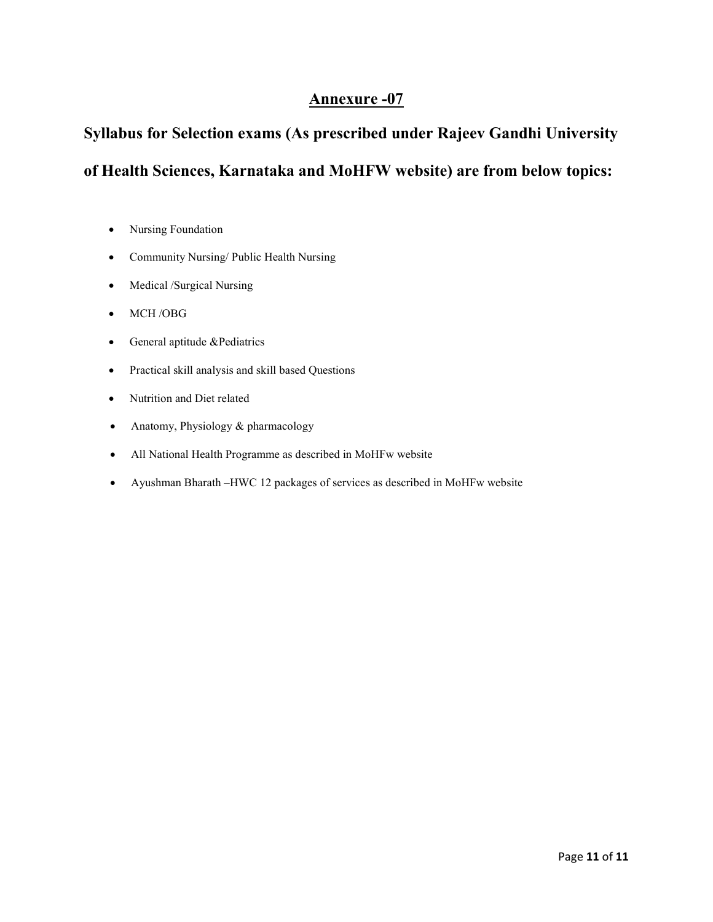# Annexure -07

## Syllabus for Selection exams (As prescribed under Rajeev Gandhi University of Health Sciences, Karnataka and MoHFW website) are from below topics:

- Nursing Foundation
- Community Nursing/ Public Health Nursing
- Medical /Surgical Nursing
- MCH /OBG
- General aptitude &Pediatrics
- Practical skill analysis and skill based Questions
- Nutrition and Diet related
- Anatomy, Physiology & pharmacology
- All National Health Programme as described in MoHFw website
- Ayushman Bharath –HWC 12 packages of services as described in MoHFw website